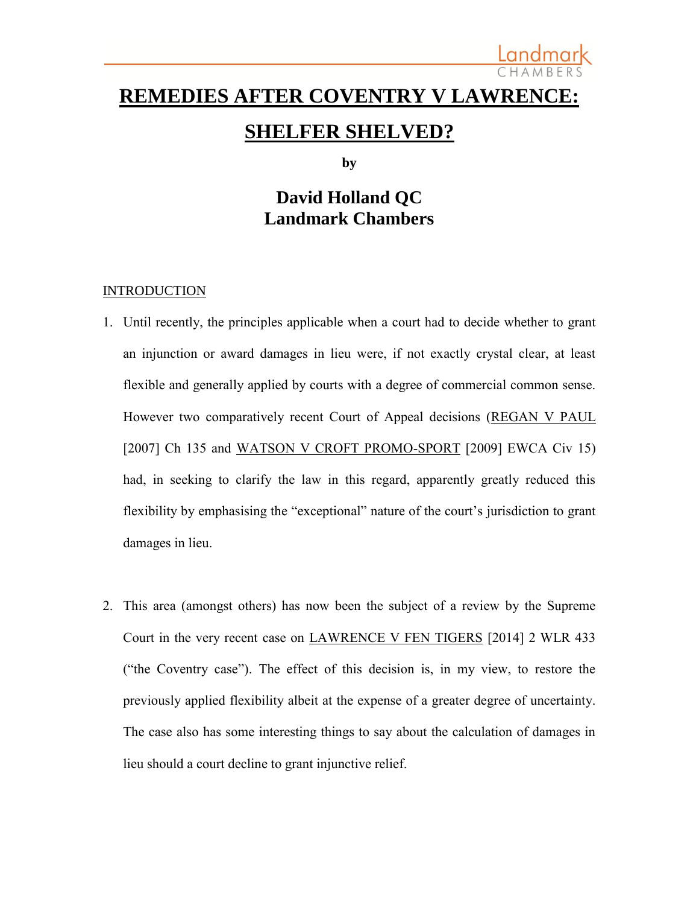# REMEDIES AFTER COVENTRY V LAWRENCE: SHELFER SHELVED?

**by**

## David Holland QC
## Landmark Chambers

INTRODUCTION

1. Until recently, the principles applicable when a court had to decide whether to grant an injunction or award damages in lieu were, if not exactly crystal clear, at least flexible and generally applied by courts with a degree of commercial common sense. However two comparatively recent Court of Appeal decisions (REGAN V PAUL [2007] Ch 135 and WATSON V CROFT PROMO-SPORT [2009] EWCA Civ 15) had, in seeking to clarify the law in this regard, apparently greatly reduced this flexibility by emphasising the "exceptional" nature of the court's jurisdiction to grant damages in lieu.

2. This area (amongst others) has now been the subject of a review by the Supreme Court in the very recent case on LAWRENCE V FEN TIGERS [2014] 2 WLR 433 ("the Coventry case"). The effect of this decision is, in my view, to restore the previously applied flexibility albeit at the expense of a greater degree of uncertainty. The case also has some interesting things to say about the calculation of damages in lieu should a court decline to grant injunctive relief.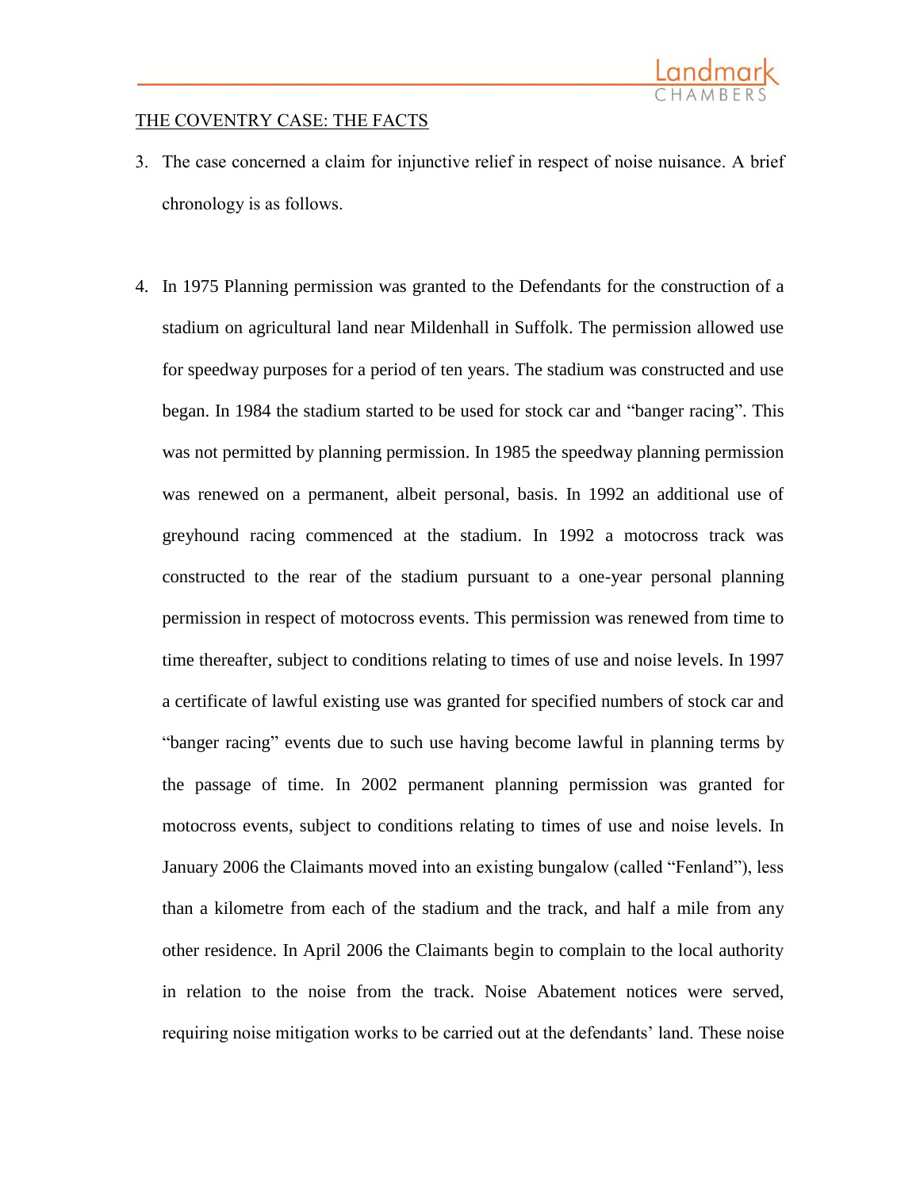<u>THE COVENTRY CASE: THE FACTS</u>

3. The case concerned a claim for injunctive relief in respect of noise nuisance. A brief chronology is as follows.

4. In 1975 Planning permission was granted to the Defendants for the construction of a stadium on agricultural land near Mildenhall in Suffolk. The permission allowed use for speedway purposes for a period of ten years. The stadium was constructed and use began. In 1984 the stadium started to be used for stock car and "banger racing". This was not permitted by planning permission. In 1985 the speedway planning permission was renewed on a permanent, albeit personal, basis. In 1992 an additional use of greyhound racing commenced at the stadium. In 1992 a motocross track was constructed to the rear of the stadium pursuant to a one-year personal planning permission in respect of motocross events. This permission was renewed from time to time thereafter, subject to conditions relating to times of use and noise levels. In 1997 a certificate of lawful existing use was granted for specified numbers of stock car and "banger racing" events due to such use having become lawful in planning terms by the passage of time. In 2002 permanent planning permission was granted for motocross events, subject to conditions relating to times of use and noise levels. In January 2006 the Claimants moved into an existing bungalow (called "Fenland"), less than a kilometre from each of the stadium and the track, and half a mile from any other residence. In April 2006 the Claimants begin to complain to the local authority in relation to the noise from the track. Noise Abatement notices were served, requiring noise mitigation works to be carried out at the defendants' land. These noise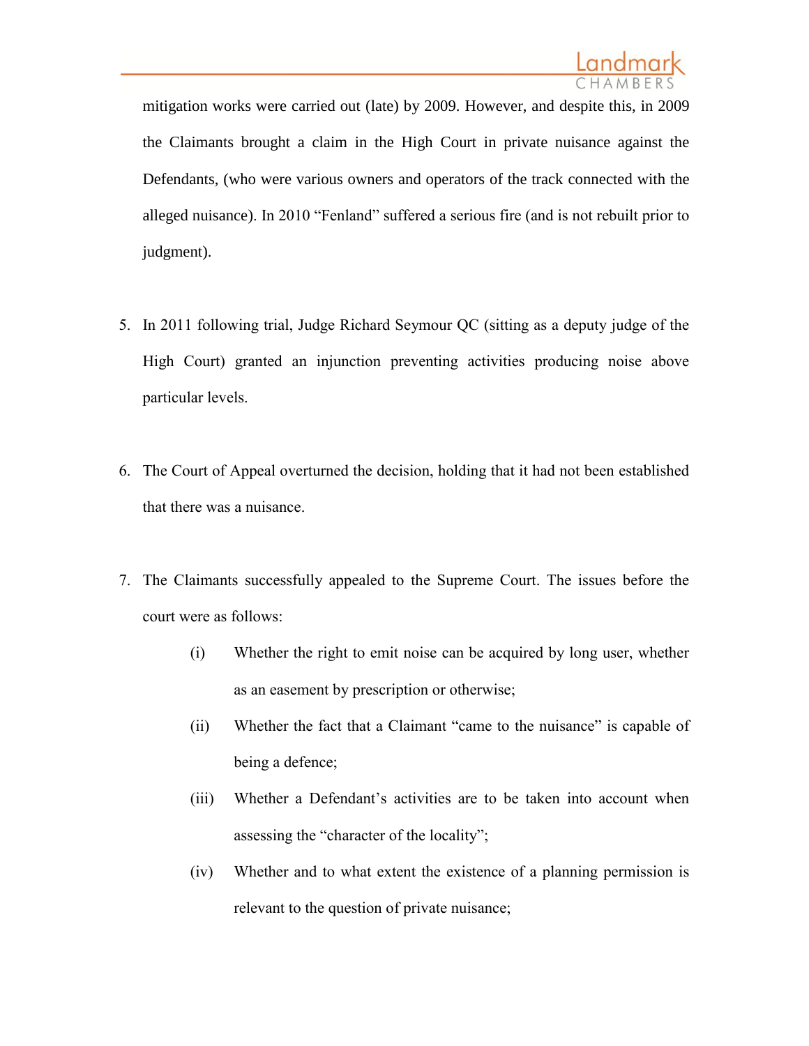mitigation works were carried out (late) by 2009. However, and despite this, in 2009 the Claimants brought a claim in the High Court in private nuisance against the Defendants, (who were various owners and operators of the track connected with the alleged nuisance). In 2010 "Fenland" suffered a serious fire (and is not rebuilt prior to judgment).

5. In 2011 following trial, Judge Richard Seymour QC (sitting as a deputy judge of the High Court) granted an injunction preventing activities producing noise above particular levels.

6. The Court of Appeal overturned the decision, holding that it had not been established that there was a nuisance.

7. The Claimants successfully appealed to the Supreme Court. The issues before the court were as follows:

   (i) Whether the right to emit noise can be acquired by long user, whether as an easement by prescription or otherwise;

   (ii) Whether the fact that a Claimant "came to the nuisance" is capable of being a defence;

   (iii) Whether a Defendant's activities are to be taken into account when assessing the "character of the locality";

   (iv) Whether and to what extent the existence of a planning permission is relevant to the question of private nuisance;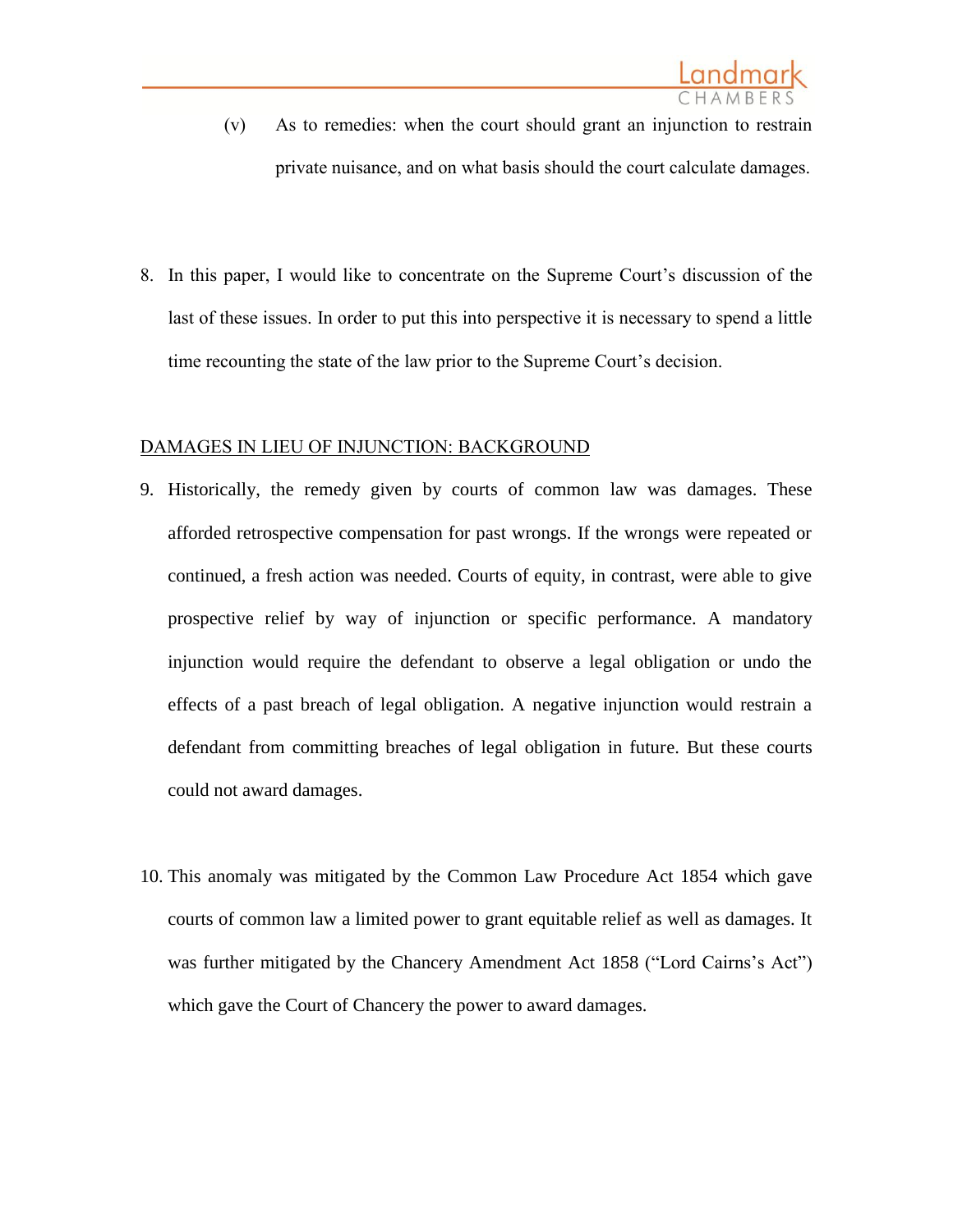(v) As to remedies: when the court should grant an injunction to restrain private nuisance, and on what basis should the court calculate damages.

8. In this paper, I would like to concentrate on the Supreme Court's discussion of the last of these issues. In order to put this into perspective it is necessary to spend a little time recounting the state of the law prior to the Supreme Court's decision.

<u>DAMAGES IN LIEU OF INJUNCTION: BACKGROUND</u>

9. Historically, the remedy given by courts of common law was damages. These afforded retrospective compensation for past wrongs. If the wrongs were repeated or continued, a fresh action was needed. Courts of equity, in contrast, were able to give prospective relief by way of injunction or specific performance. A mandatory injunction would require the defendant to observe a legal obligation or undo the effects of a past breach of legal obligation. A negative injunction would restrain a defendant from committing breaches of legal obligation in future. But these courts could not award damages.

10. This anomaly was mitigated by the Common Law Procedure Act 1854 which gave courts of common law a limited power to grant equitable relief as well as damages. It was further mitigated by the Chancery Amendment Act 1858 ("Lord Cairns's Act") which gave the Court of Chancery the power to award damages.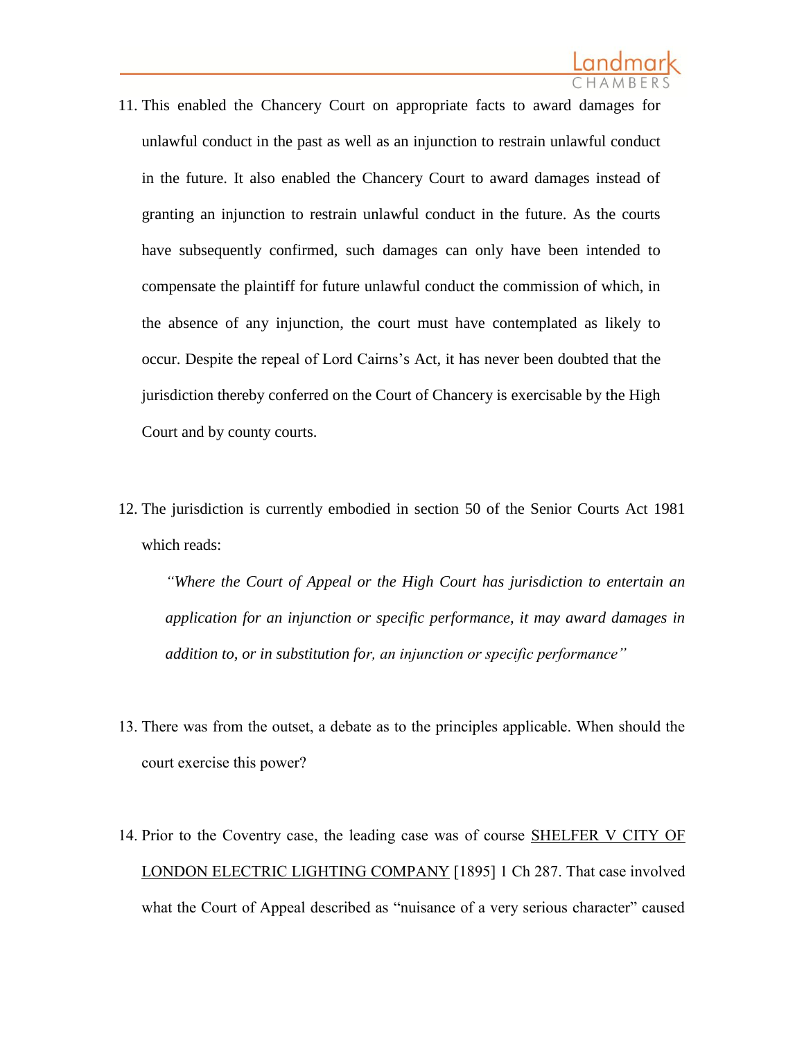11. This enabled the Chancery Court on appropriate facts to award damages for unlawful conduct in the past as well as an injunction to restrain unlawful conduct in the future. It also enabled the Chancery Court to award damages instead of granting an injunction to restrain unlawful conduct in the future. As the courts have subsequently confirmed, such damages can only have been intended to compensate the plaintiff for future unlawful conduct the commission of which, in the absence of any injunction, the court must have contemplated as likely to occur. Despite the repeal of Lord Cairns's Act, it has never been doubted that the jurisdiction thereby conferred on the Court of Chancery is exercisable by the High Court and by county courts.

12. The jurisdiction is currently embodied in section 50 of the Senior Courts Act 1981 which reads:

    *"Where the Court of Appeal or the High Court has jurisdiction to entertain an application for an injunction or specific performance, it may award damages in addition to, or in substitution for, an injunction or specific performance"*

13. There was from the outset, a debate as to the principles applicable. When should the court exercise this power?

14. Prior to the Coventry case, the leading case was of course <u>SHELFER V CITY OF LONDON ELECTRIC LIGHTING COMPANY</u> [1895] 1 Ch 287. That case involved what the Court of Appeal described as "nuisance of a very serious character" caused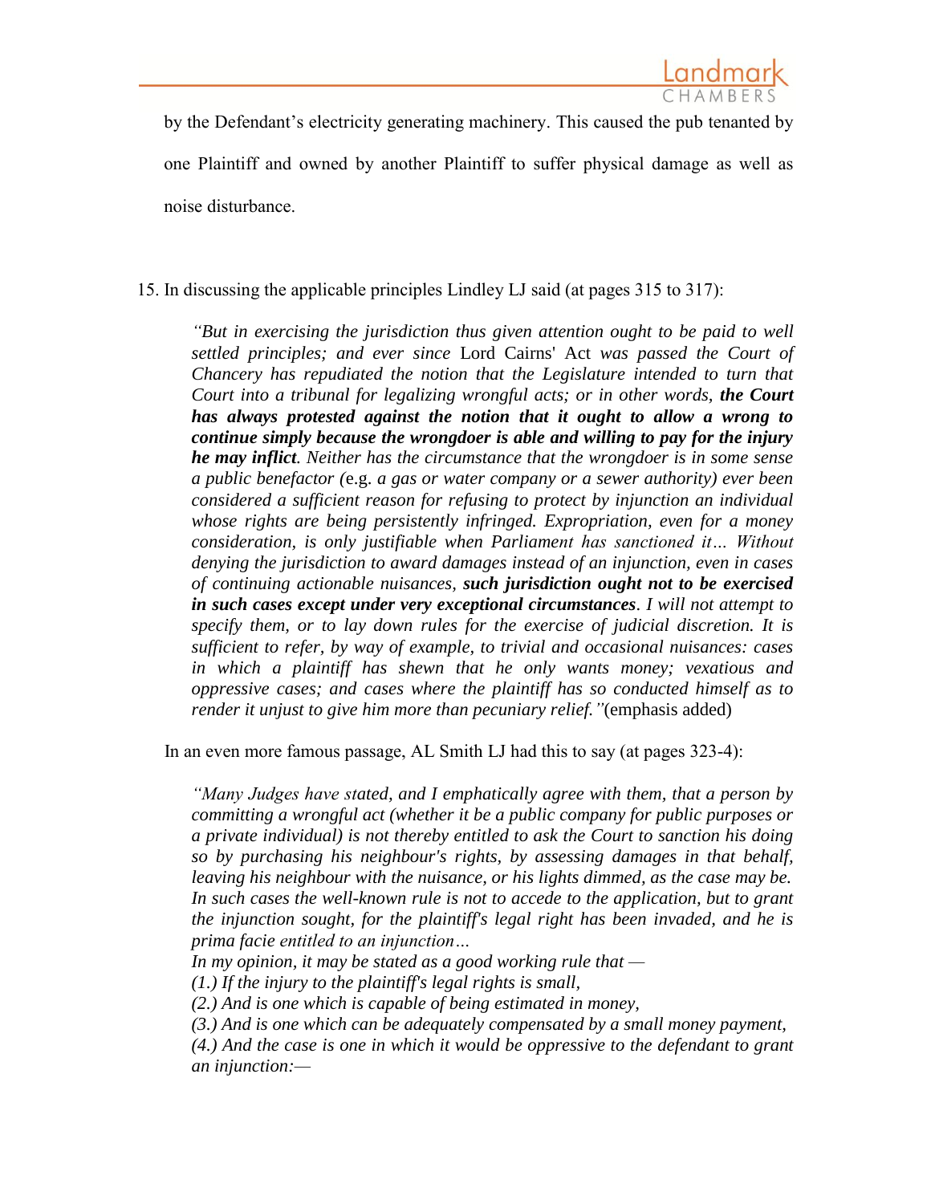by the Defendant's electricity generating machinery. This caused the pub tenanted by one Plaintiff and owned by another Plaintiff to suffer physical damage as well as noise disturbance.

15. In discussing the applicable principles Lindley LJ said (at pages 315 to 317):

> *"But in exercising the jurisdiction thus given attention ought to be paid to well settled principles; and ever since* Lord Cairns' Act *was passed the Court of Chancery has repudiated the notion that the Legislature intended to turn that Court into a tribunal for legalizing wrongful acts; or in other words, **the Court has always protested against the notion that it ought to allow a wrong to continue simply because the wrongdoer is able and willing to pay for the injury he may inflict**. Neither has the circumstance that the wrongdoer is in some sense a public benefactor (*e.g. *a gas or water company or a sewer authority) ever been considered a sufficient reason for refusing to protect by injunction an individual whose rights are being persistently infringed. Expropriation, even for a money consideration, is only justifiable when Parliament has sanctioned it… Without denying the jurisdiction to award damages instead of an injunction, even in cases of continuing actionable nuisances, **such jurisdiction ought not to be exercised in such cases except under very exceptional circumstances**. I will not attempt to specify them, or to lay down rules for the exercise of judicial discretion. It is sufficient to refer, by way of example, to trivial and occasional nuisances: cases in which a plaintiff has shewn that he only wants money; vexatious and oppressive cases; and cases where the plaintiff has so conducted himself as to render it unjust to give him more than pecuniary relief."*(emphasis added)

In an even more famous passage, AL Smith LJ had this to say (at pages 323-4):

> *"Many Judges have stated, and I emphatically agree with them, that a person by committing a wrongful act (whether it be a public company for public purposes or a private individual) is not thereby entitled to ask the Court to sanction his doing so by purchasing his neighbour's rights, by assessing damages in that behalf, leaving his neighbour with the nuisance, or his lights dimmed, as the case may be. In such cases the well-known rule is not to accede to the application, but to grant the injunction sought, for the plaintiff's legal right has been invaded, and he is prima facie entitled to an injunction…*
>
> *In my opinion, it may be stated as a good working rule that —*
>
> *(1.) If the injury to the plaintiff's legal rights is small,*
>
> *(2.) And is one which is capable of being estimated in money,*
>
> *(3.) And is one which can be adequately compensated by a small money payment,*
>
> *(4.) And the case is one in which it would be oppressive to the defendant to grant an injunction:—*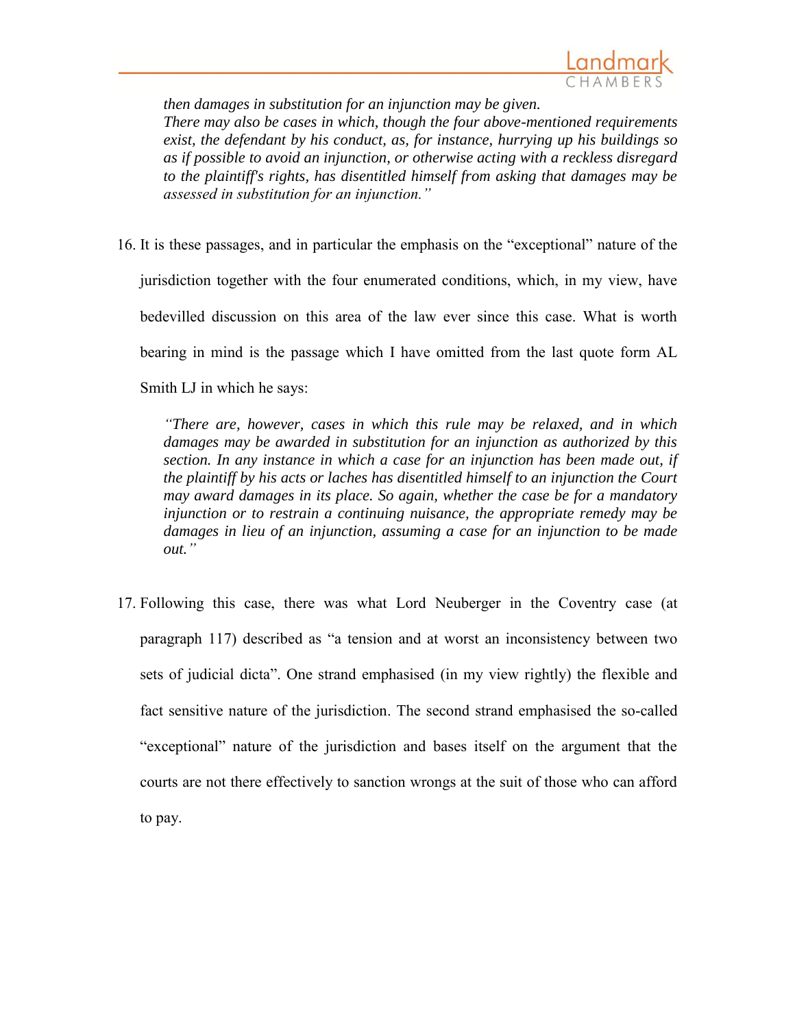> *then damages in substitution for an injunction may be given.*
> *There may also be cases in which, though the four above-mentioned requirements exist, the defendant by his conduct, as, for instance, hurrying up his buildings so as if possible to avoid an injunction, or otherwise acting with a reckless disregard to the plaintiff's rights, has disentitled himself from asking that damages may be assessed in substitution for an injunction."*

16. It is these passages, and in particular the emphasis on the "exceptional" nature of the jurisdiction together with the four enumerated conditions, which, in my view, have bedevilled discussion on this area of the law ever since this case. What is worth bearing in mind is the passage which I have omitted from the last quote form AL Smith LJ in which he says:

> *"There are, however, cases in which this rule may be relaxed, and in which damages may be awarded in substitution for an injunction as authorized by this section. In any instance in which a case for an injunction has been made out, if the plaintiff by his acts or laches has disentitled himself to an injunction the Court may award damages in its place. So again, whether the case be for a mandatory injunction or to restrain a continuing nuisance, the appropriate remedy may be damages in lieu of an injunction, assuming a case for an injunction to be made out."*

17. Following this case, there was what Lord Neuberger in the Coventry case (at paragraph 117) described as "a tension and at worst an inconsistency between two sets of judicial dicta". One strand emphasised (in my view rightly) the flexible and fact sensitive nature of the jurisdiction. The second strand emphasised the so-called "exceptional" nature of the jurisdiction and bases itself on the argument that the courts are not there effectively to sanction wrongs at the suit of those who can afford to pay.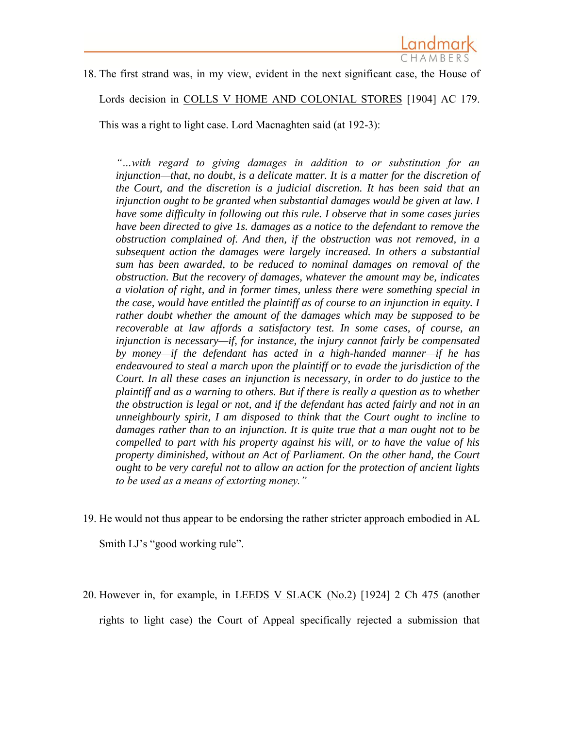18. The first strand was, in my view, evident in the next significant case, the House of Lords decision in COLLS V HOME AND COLONIAL STORES [1904] AC 179. This was a right to light case. Lord Macnaghten said (at 192-3):

> *"…with regard to giving damages in addition to or substitution for an injunction—that, no doubt, is a delicate matter. It is a matter for the discretion of the Court, and the discretion is a judicial discretion. It has been said that an injunction ought to be granted when substantial damages would be given at law. I have some difficulty in following out this rule. I observe that in some cases juries have been directed to give 1s. damages as a notice to the defendant to remove the obstruction complained of. And then, if the obstruction was not removed, in a subsequent action the damages were largely increased. In others a substantial sum has been awarded, to be reduced to nominal damages on removal of the obstruction. But the recovery of damages, whatever the amount may be, indicates a violation of right, and in former times, unless there were something special in the case, would have entitled the plaintiff as of course to an injunction in equity. I rather doubt whether the amount of the damages which may be supposed to be recoverable at law affords a satisfactory test. In some cases, of course, an injunction is necessary—if, for instance, the injury cannot fairly be compensated by money—if the defendant has acted in a high-handed manner—if he has endeavoured to steal a march upon the plaintiff or to evade the jurisdiction of the Court. In all these cases an injunction is necessary, in order to do justice to the plaintiff and as a warning to others. But if there is really a question as to whether the obstruction is legal or not, and if the defendant has acted fairly and not in an unneighbourly spirit, I am disposed to think that the Court ought to incline to damages rather than to an injunction. It is quite true that a man ought not to be compelled to part with his property against his will, or to have the value of his property diminished, without an Act of Parliament. On the other hand, the Court ought to be very careful not to allow an action for the protection of ancient lights to be used as a means of extorting money."*

19. He would not thus appear to be endorsing the rather stricter approach embodied in AL Smith LJ's "good working rule".

20. However in, for example, in LEEDS V SLACK (No.2) [1924] 2 Ch 475 (another rights to light case) the Court of Appeal specifically rejected a submission that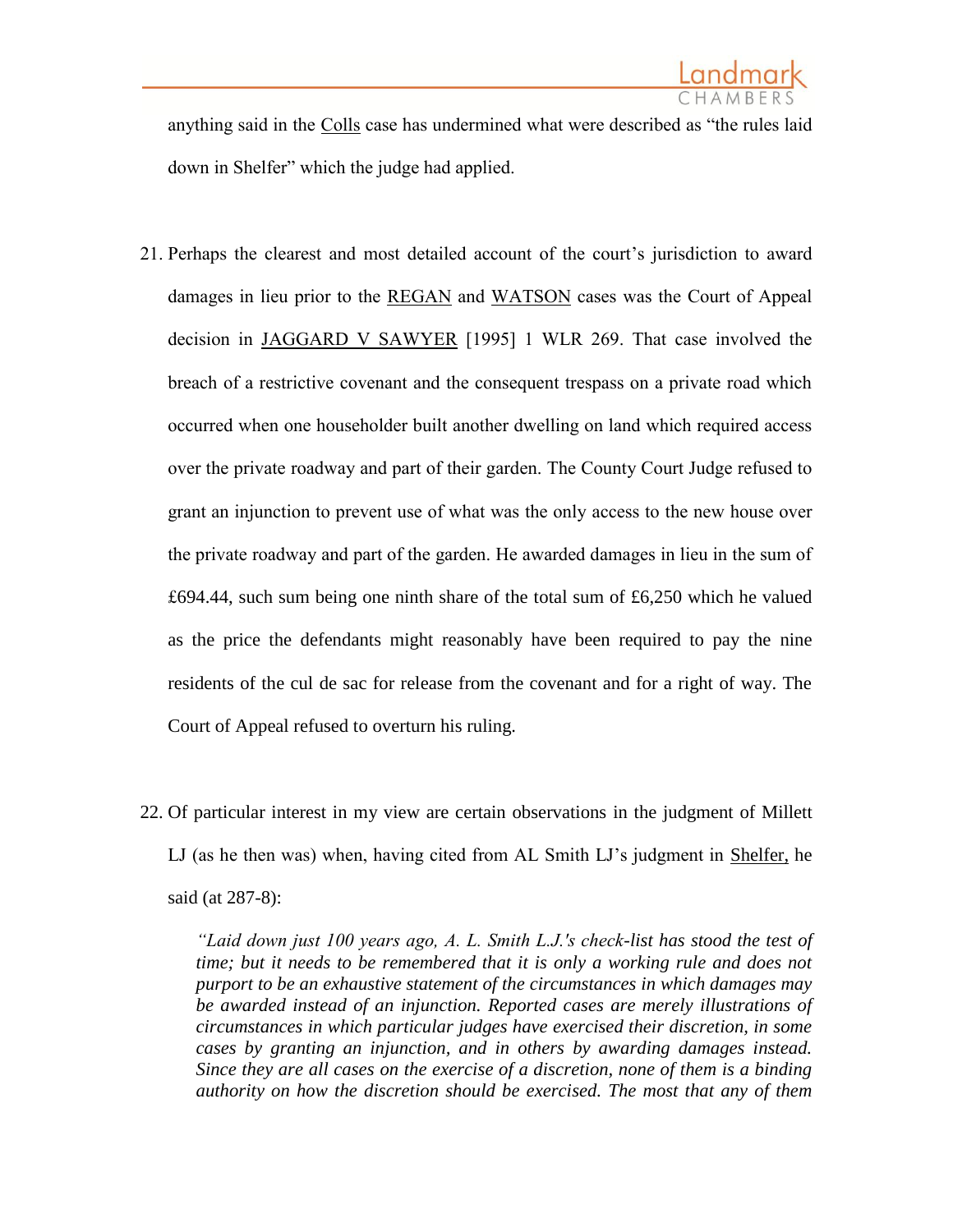anything said in the Colls case has undermined what were described as "the rules laid down in Shelfer" which the judge had applied.

21. Perhaps the clearest and most detailed account of the court's jurisdiction to award damages in lieu prior to the REGAN and WATSON cases was the Court of Appeal decision in JAGGARD V SAWYER [1995] 1 WLR 269. That case involved the breach of a restrictive covenant and the consequent trespass on a private road which occurred when one householder built another dwelling on land which required access over the private roadway and part of their garden. The County Court Judge refused to grant an injunction to prevent use of what was the only access to the new house over the private roadway and part of the garden. He awarded damages in lieu in the sum of £694.44, such sum being one ninth share of the total sum of £6,250 which he valued as the price the defendants might reasonably have been required to pay the nine residents of the cul de sac for release from the covenant and for a right of way. The Court of Appeal refused to overturn his ruling.

22. Of particular interest in my view are certain observations in the judgment of Millett LJ (as he then was) when, having cited from AL Smith LJ's judgment in Shelfer, he said (at 287-8):

> *"Laid down just 100 years ago, A. L. Smith L.J.'s check-list has stood the test of time; but it needs to be remembered that it is only a working rule and does not purport to be an exhaustive statement of the circumstances in which damages may be awarded instead of an injunction. Reported cases are merely illustrations of circumstances in which particular judges have exercised their discretion, in some cases by granting an injunction, and in others by awarding damages instead. Since they are all cases on the exercise of a discretion, none of them is a binding authority on how the discretion should be exercised. The most that any of them*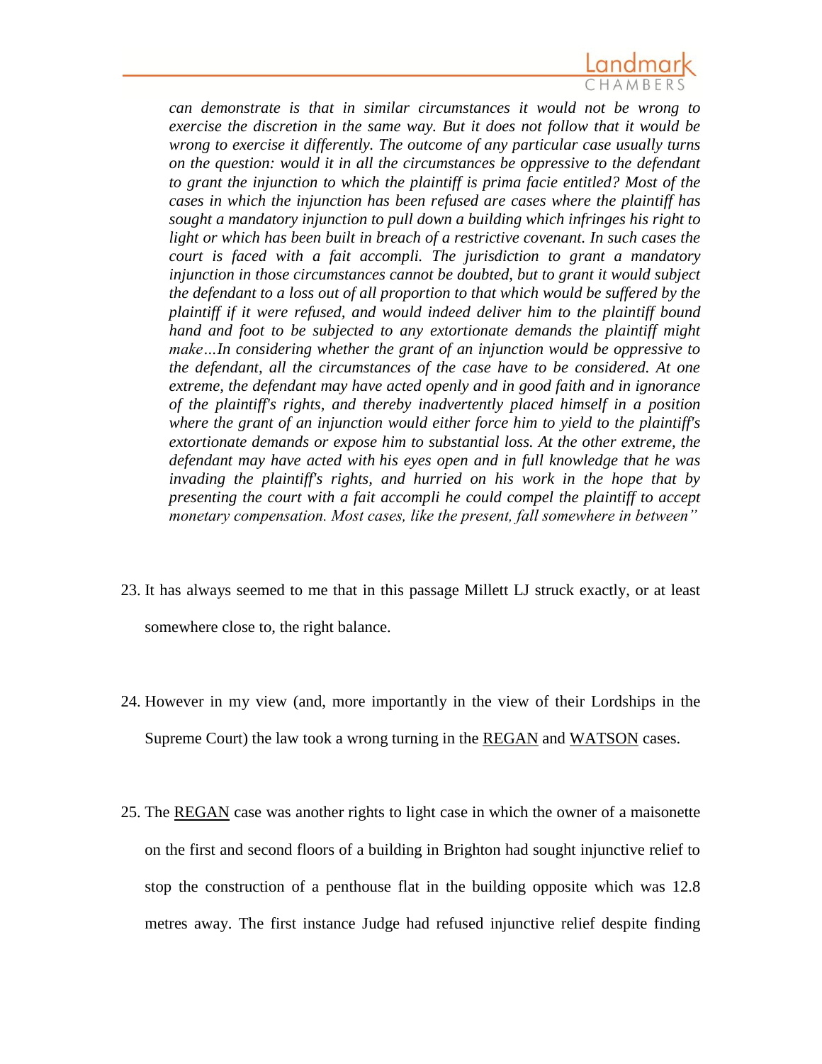*can demonstrate is that in similar circumstances it would not be wrong to exercise the discretion in the same way. But it does not follow that it would be wrong to exercise it differently. The outcome of any particular case usually turns on the question: would it in all the circumstances be oppressive to the defendant to grant the injunction to which the plaintiff is prima facie entitled? Most of the cases in which the injunction has been refused are cases where the plaintiff has sought a mandatory injunction to pull down a building which infringes his right to light or which has been built in breach of a restrictive covenant. In such cases the court is faced with a fait accompli. The jurisdiction to grant a mandatory injunction in those circumstances cannot be doubted, but to grant it would subject the defendant to a loss out of all proportion to that which would be suffered by the plaintiff if it were refused, and would indeed deliver him to the plaintiff bound hand and foot to be subjected to any extortionate demands the plaintiff might make…In considering whether the grant of an injunction would be oppressive to the defendant, all the circumstances of the case have to be considered. At one extreme, the defendant may have acted openly and in good faith and in ignorance of the plaintiff's rights, and thereby inadvertently placed himself in a position where the grant of an injunction would either force him to yield to the plaintiff's extortionate demands or expose him to substantial loss. At the other extreme, the defendant may have acted with his eyes open and in full knowledge that he was invading the plaintiff's rights, and hurried on his work in the hope that by presenting the court with a fait accompli he could compel the plaintiff to accept monetary compensation. Most cases, like the present, fall somewhere in between"*

23. It has always seemed to me that in this passage Millett LJ struck exactly, or at least somewhere close to, the right balance.

24. However in my view (and, more importantly in the view of their Lordships in the Supreme Court) the law took a wrong turning in the <u>REGAN</u> and <u>WATSON</u> cases.

25. The <u>REGAN</u> case was another rights to light case in which the owner of a maisonette on the first and second floors of a building in Brighton had sought injunctive relief to stop the construction of a penthouse flat in the building opposite which was 12.8 metres away. The first instance Judge had refused injunctive relief despite finding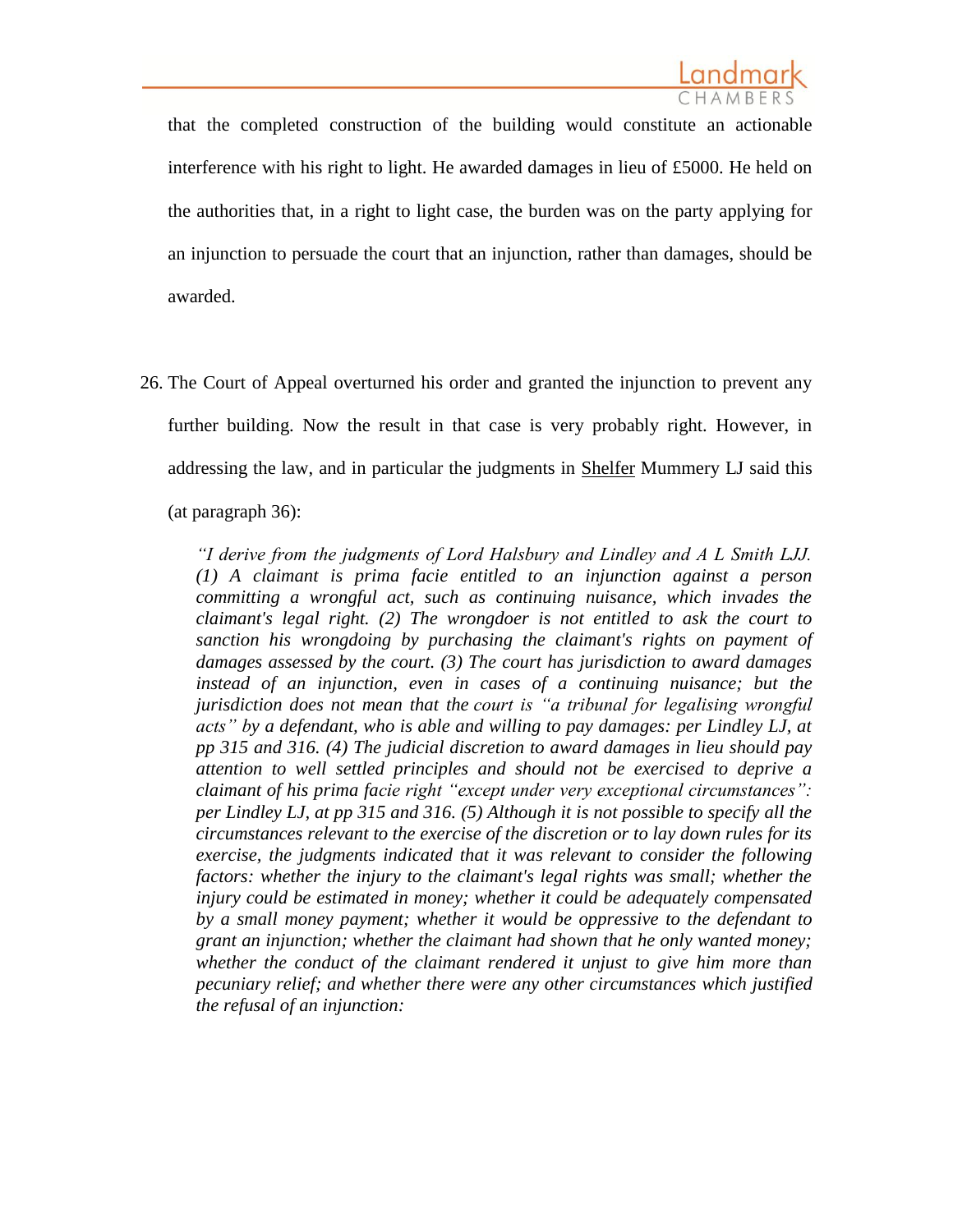that the completed construction of the building would constitute an actionable interference with his right to light. He awarded damages in lieu of £5000. He held on the authorities that, in a right to light case, the burden was on the party applying for an injunction to persuade the court that an injunction, rather than damages, should be awarded.

26. The Court of Appeal overturned his order and granted the injunction to prevent any further building. Now the result in that case is very probably right. However, in addressing the law, and in particular the judgments in Shelfer Mummery LJ said this (at paragraph 36):

> *"I derive from the judgments of Lord Halsbury and Lindley and A L Smith LJJ. (1) A claimant is prima facie entitled to an injunction against a person committing a wrongful act, such as continuing nuisance, which invades the claimant's legal right. (2) The wrongdoer is not entitled to ask the court to sanction his wrongdoing by purchasing the claimant's rights on payment of damages assessed by the court. (3) The court has jurisdiction to award damages instead of an injunction, even in cases of a continuing nuisance; but the jurisdiction does not mean that the court is "a tribunal for legalising wrongful acts" by a defendant, who is able and willing to pay damages: per Lindley LJ, at pp 315 and 316. (4) The judicial discretion to award damages in lieu should pay attention to well settled principles and should not be exercised to deprive a claimant of his prima facie right "except under very exceptional circumstances": per Lindley LJ, at pp 315 and 316. (5) Although it is not possible to specify all the circumstances relevant to the exercise of the discretion or to lay down rules for its exercise, the judgments indicated that it was relevant to consider the following factors: whether the injury to the claimant's legal rights was small; whether the injury could be estimated in money; whether it could be adequately compensated by a small money payment; whether it would be oppressive to the defendant to grant an injunction; whether the claimant had shown that he only wanted money; whether the conduct of the claimant rendered it unjust to give him more than pecuniary relief; and whether there were any other circumstances which justified the refusal of an injunction:*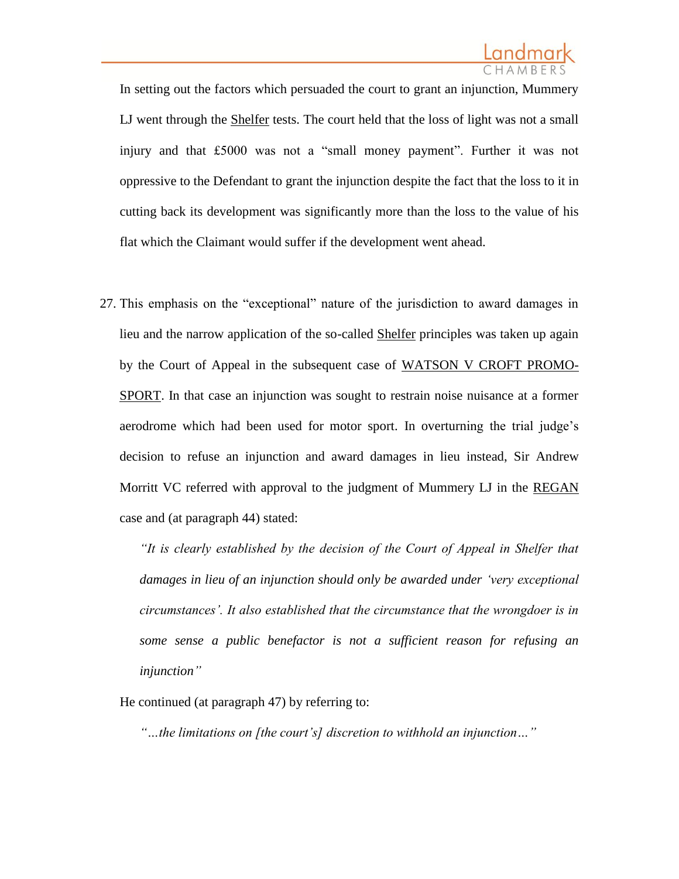In setting out the factors which persuaded the court to grant an injunction, Mummery LJ went through the Shelfer tests. The court held that the loss of light was not a small injury and that £5000 was not a "small money payment". Further it was not oppressive to the Defendant to grant the injunction despite the fact that the loss to it in cutting back its development was significantly more than the loss to the value of his flat which the Claimant would suffer if the development went ahead.

27. This emphasis on the "exceptional" nature of the jurisdiction to award damages in lieu and the narrow application of the so-called Shelfer principles was taken up again by the Court of Appeal in the subsequent case of WATSON V CROFT PROMO-SPORT. In that case an injunction was sought to restrain noise nuisance at a former aerodrome which had been used for motor sport. In overturning the trial judge's decision to refuse an injunction and award damages in lieu instead, Sir Andrew Morritt VC referred with approval to the judgment of Mummery LJ in the REGAN case and (at paragraph 44) stated:

    *"It is clearly established by the decision of the Court of Appeal in Shelfer that damages in lieu of an injunction should only be awarded under 'very exceptional circumstances'. It also established that the circumstance that the wrongdoer is in some sense a public benefactor is not a sufficient reason for refusing an injunction"*

    He continued (at paragraph 47) by referring to:

    *"…the limitations on [the court's] discretion to withhold an injunction…"*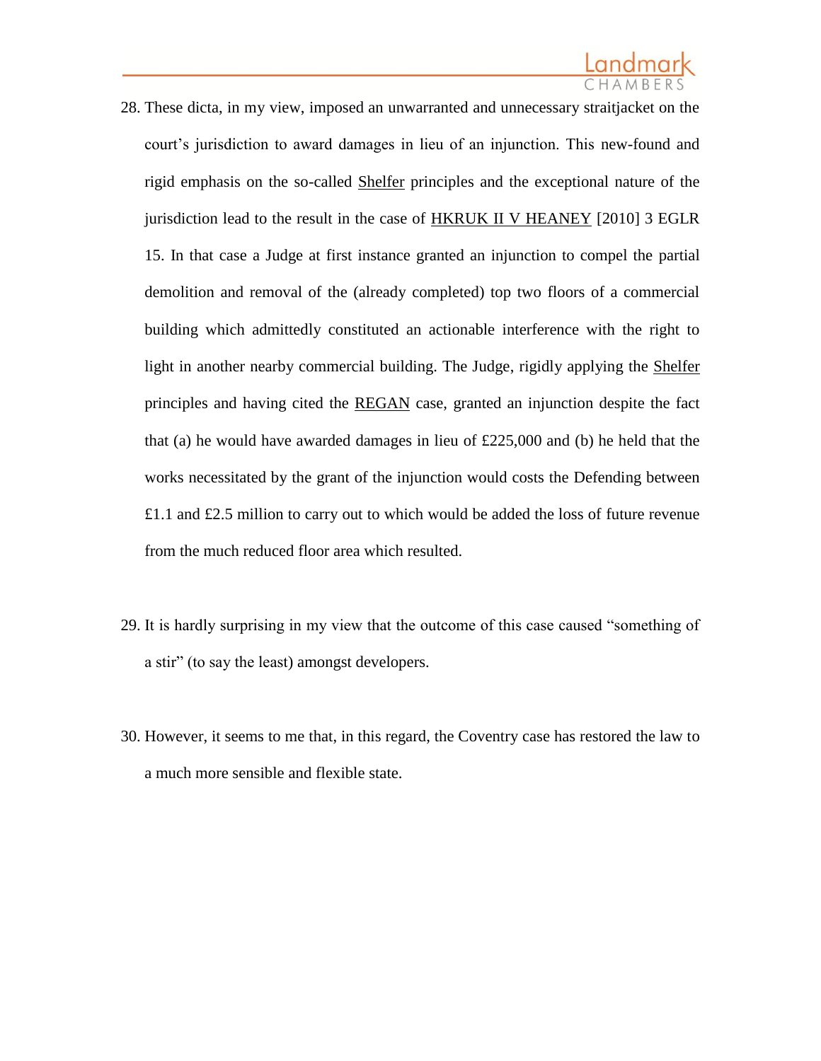28. These dicta, in my view, imposed an unwarranted and unnecessary straitjacket on the court's jurisdiction to award damages in lieu of an injunction. This new-found and rigid emphasis on the so-called Shelfer principles and the exceptional nature of the jurisdiction lead to the result in the case of HKRUK II V HEANEY [2010] 3 EGLR 15. In that case a Judge at first instance granted an injunction to compel the partial demolition and removal of the (already completed) top two floors of a commercial building which admittedly constituted an actionable interference with the right to light in another nearby commercial building. The Judge, rigidly applying the Shelfer principles and having cited the REGAN case, granted an injunction despite the fact that (a) he would have awarded damages in lieu of £225,000 and (b) he held that the works necessitated by the grant of the injunction would costs the Defending between £1.1 and £2.5 million to carry out to which would be added the loss of future revenue from the much reduced floor area which resulted.

29. It is hardly surprising in my view that the outcome of this case caused "something of a stir" (to say the least) amongst developers.

30. However, it seems to me that, in this regard, the Coventry case has restored the law to a much more sensible and flexible state.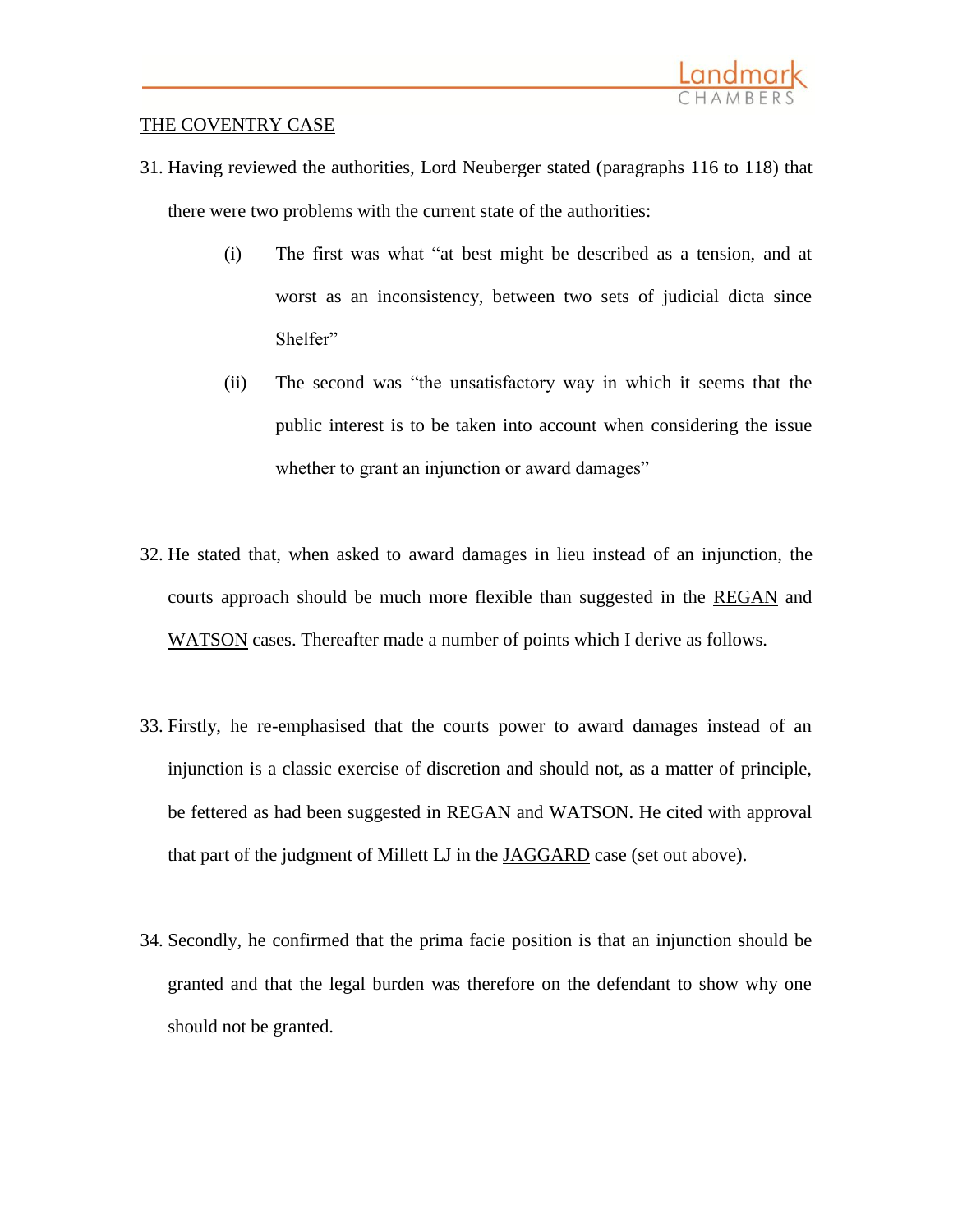<u>THE COVENTRY CASE</u>

31. Having reviewed the authorities, Lord Neuberger stated (paragraphs 116 to 118) that there were two problems with the current state of the authorities:

    (i) The first was what "at best might be described as a tension, and at worst as an inconsistency, between two sets of judicial dicta since Shelfer"

    (ii) The second was "the unsatisfactory way in which it seems that the public interest is to be taken into account when considering the issue whether to grant an injunction or award damages"

32. He stated that, when asked to award damages in lieu instead of an injunction, the courts approach should be much more flexible than suggested in the <u>REGAN</u> and <u>WATSON</u> cases. Thereafter made a number of points which I derive as follows.

33. Firstly, he re-emphasised that the courts power to award damages instead of an injunction is a classic exercise of discretion and should not, as a matter of principle, be fettered as had been suggested in <u>REGAN</u> and <u>WATSON</u>. He cited with approval that part of the judgment of Millett LJ in the <u>JAGGARD</u> case (set out above).

34. Secondly, he confirmed that the prima facie position is that an injunction should be granted and that the legal burden was therefore on the defendant to show why one should not be granted.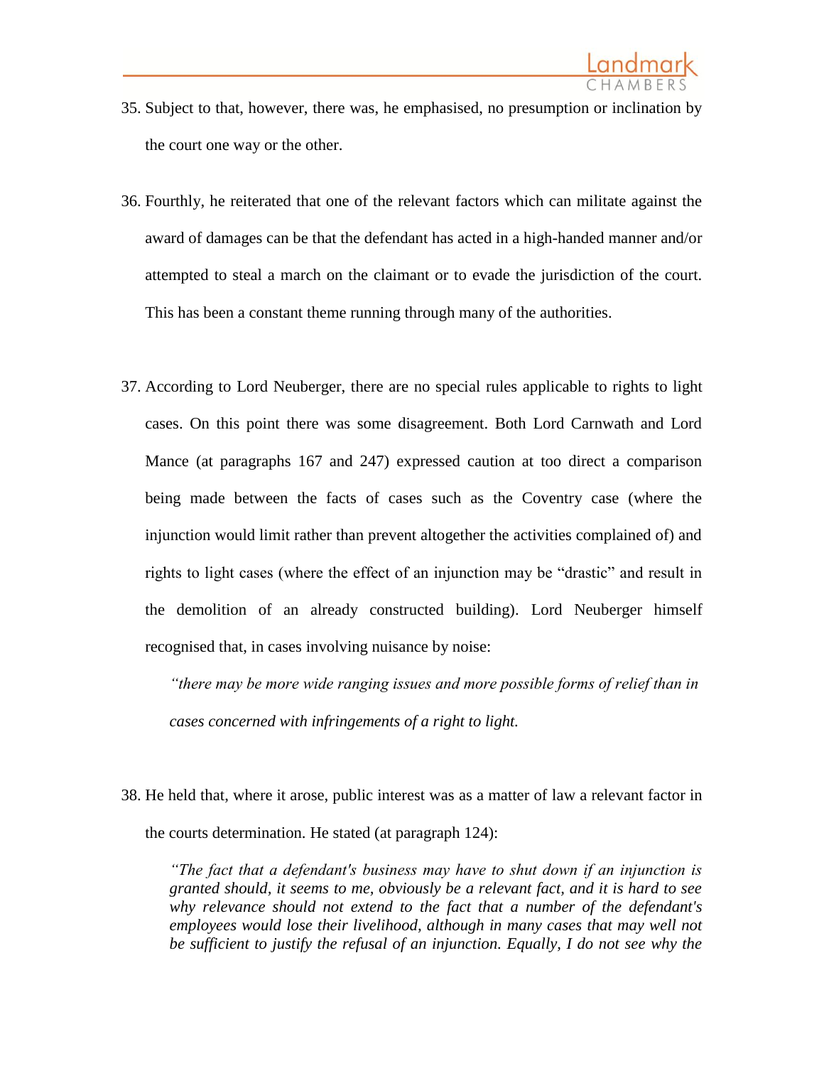35. Subject to that, however, there was, he emphasised, no presumption or inclination by the court one way or the other.

36. Fourthly, he reiterated that one of the relevant factors which can militate against the award of damages can be that the defendant has acted in a high-handed manner and/or attempted to steal a march on the claimant or to evade the jurisdiction of the court. This has been a constant theme running through many of the authorities.

37. According to Lord Neuberger, there are no special rules applicable to rights to light cases. On this point there was some disagreement. Both Lord Carnwath and Lord Mance (at paragraphs 167 and 247) expressed caution at too direct a comparison being made between the facts of cases such as the Coventry case (where the injunction would limit rather than prevent altogether the activities complained of) and rights to light cases (where the effect of an injunction may be "drastic" and result in the demolition of an already constructed building). Lord Neuberger himself recognised that, in cases involving nuisance by noise:

    *"there may be more wide ranging issues and more possible forms of relief than in cases concerned with infringements of a right to light.*

38. He held that, where it arose, public interest was as a matter of law a relevant factor in the courts determination. He stated (at paragraph 124):

    *"The fact that a defendant's business may have to shut down if an injunction is granted should, it seems to me, obviously be a relevant fact, and it is hard to see why relevance should not extend to the fact that a number of the defendant's employees would lose their livelihood, although in many cases that may well not be sufficient to justify the refusal of an injunction. Equally, I do not see why the*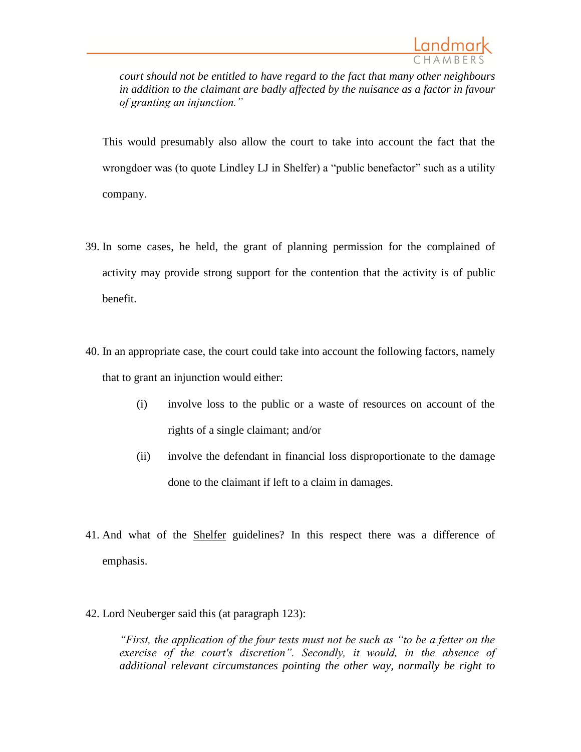> *court should not be entitled to have regard to the fact that many other neighbours in addition to the claimant are badly affected by the nuisance as a factor in favour of granting an injunction."*

This would presumably also allow the court to take into account the fact that the wrongdoer was (to quote Lindley LJ in Shelfer) a "public benefactor" such as a utility company.

39. In some cases, he held, the grant of planning permission for the complained of activity may provide strong support for the contention that the activity is of public benefit.

40. In an appropriate case, the court could take into account the following factors, namely that to grant an injunction would either:

    (i) involve loss to the public or a waste of resources on account of the rights of a single claimant; and/or

    (ii) involve the defendant in financial loss disproportionate to the damage done to the claimant if left to a claim in damages.

41. And what of the Shelfer guidelines? In this respect there was a difference of emphasis.

42. Lord Neuberger said this (at paragraph 123):

> *"First, the application of the four tests must not be such as "to be a fetter on the exercise of the court's discretion". Secondly, it would, in the absence of additional relevant circumstances pointing the other way, normally be right to*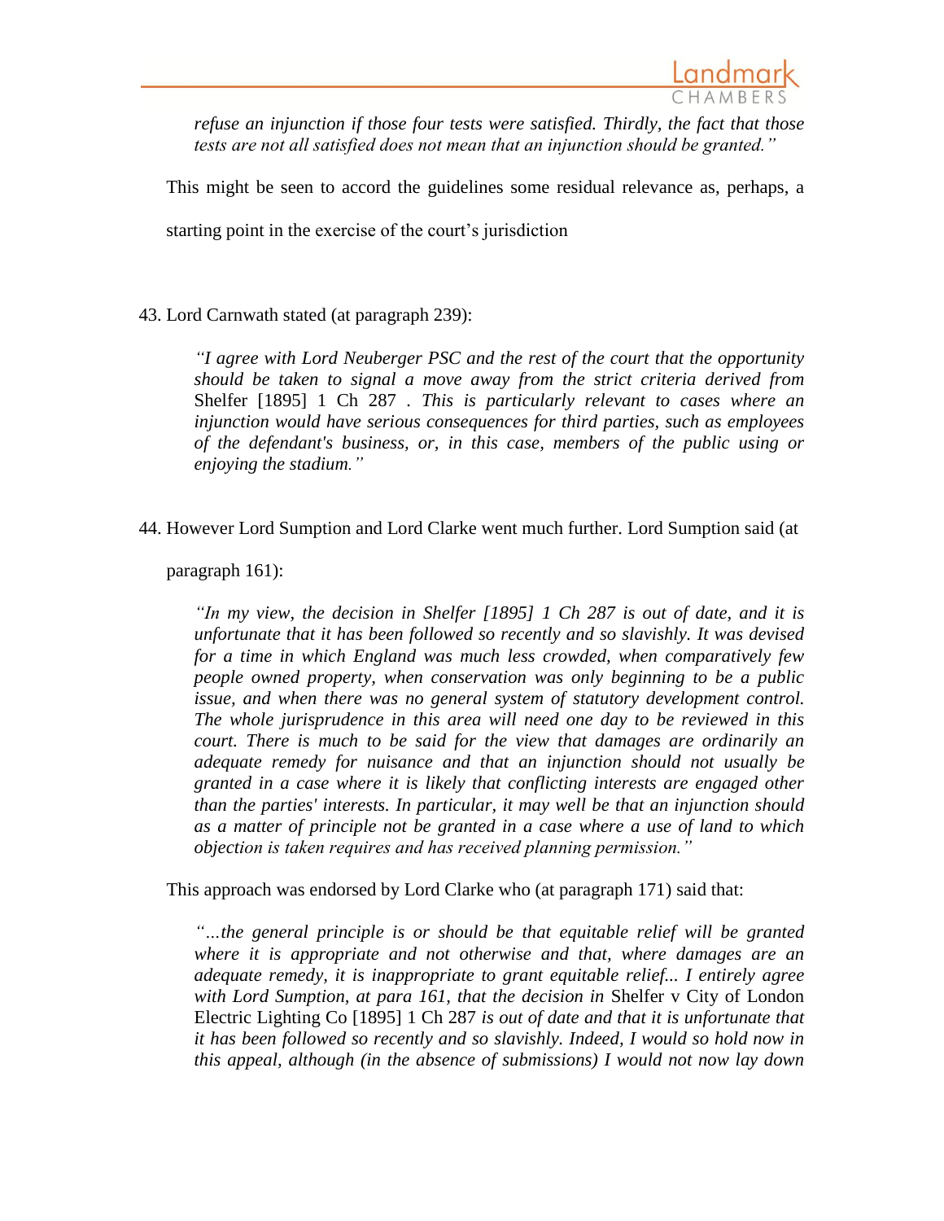*refuse an injunction if those four tests were satisfied. Thirdly, the fact that those tests are not all satisfied does not mean that an injunction should be granted."*

This might be seen to accord the guidelines some residual relevance as, perhaps, a starting point in the exercise of the court's jurisdiction

43. Lord Carnwath stated (at paragraph 239):

> *"I agree with Lord Neuberger PSC and the rest of the court that the opportunity should be taken to signal a move away from the strict criteria derived from* Shelfer [1895] 1 Ch 287 *. This is particularly relevant to cases where an injunction would have serious consequences for third parties, such as employees of the defendant's business, or, in this case, members of the public using or enjoying the stadium."*

44. However Lord Sumption and Lord Clarke went much further. Lord Sumption said (at paragraph 161):

> *"In my view, the decision in Shelfer [1895] 1 Ch 287 is out of date, and it is unfortunate that it has been followed so recently and so slavishly. It was devised for a time in which England was much less crowded, when comparatively few people owned property, when conservation was only beginning to be a public issue, and when there was no general system of statutory development control. The whole jurisprudence in this area will need one day to be reviewed in this court. There is much to be said for the view that damages are ordinarily an adequate remedy for nuisance and that an injunction should not usually be granted in a case where it is likely that conflicting interests are engaged other than the parties' interests. In particular, it may well be that an injunction should as a matter of principle not be granted in a case where a use of land to which objection is taken requires and has received planning permission."*

This approach was endorsed by Lord Clarke who (at paragraph 171) said that:

> *"…the general principle is or should be that equitable relief will be granted where it is appropriate and not otherwise and that, where damages are an adequate remedy, it is inappropriate to grant equitable relief... I entirely agree with Lord Sumption, at para 161, that the decision in* Shelfer v City of London Electric Lighting Co [1895] 1 Ch 287 *is out of date and that it is unfortunate that it has been followed so recently and so slavishly. Indeed, I would so hold now in this appeal, although (in the absence of submissions) I would not now lay down*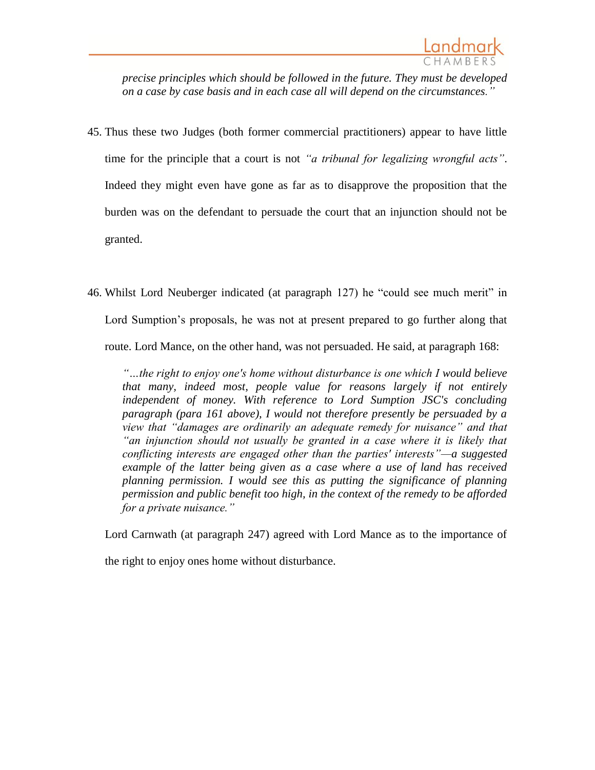> *precise principles which should be followed in the future. They must be developed on a case by case basis and in each case all will depend on the circumstances."*

45. Thus these two Judges (both former commercial practitioners) appear to have little time for the principle that a court is not *"a tribunal for legalizing wrongful acts"*. Indeed they might even have gone as far as to disapprove the proposition that the burden was on the defendant to persuade the court that an injunction should not be granted.

46. Whilst Lord Neuberger indicated (at paragraph 127) he "could see much merit" in Lord Sumption's proposals, he was not at present prepared to go further along that route. Lord Mance, on the other hand, was not persuaded. He said, at paragraph 168:

    > *"…the right to enjoy one's home without disturbance is one which I would believe that many, indeed most, people value for reasons largely if not entirely independent of money. With reference to Lord Sumption JSC's concluding paragraph (para 161 above), I would not therefore presently be persuaded by a view that "damages are ordinarily an adequate remedy for nuisance" and that "an injunction should not usually be granted in a case where it is likely that conflicting interests are engaged other than the parties' interests"—a suggested example of the latter being given as a case where a use of land has received planning permission. I would see this as putting the significance of planning permission and public benefit too high, in the context of the remedy to be afforded for a private nuisance."*

    Lord Carnwath (at paragraph 247) agreed with Lord Mance as to the importance of the right to enjoy ones home without disturbance.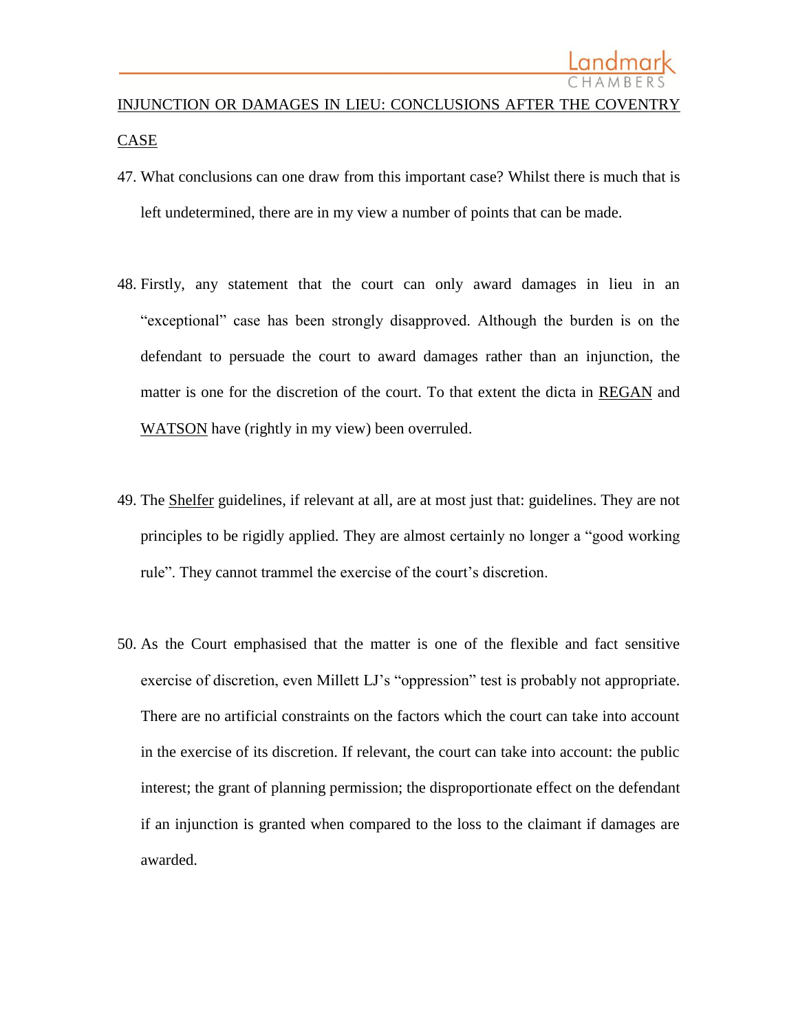## INJUNCTION OR DAMAGES IN LIEU: CONCLUSIONS AFTER THE COVENTRY CASE

47. What conclusions can one draw from this important case? Whilst there is much that is left undetermined, there are in my view a number of points that can be made.

48. Firstly, any statement that the court can only award damages in lieu in an "exceptional" case has been strongly disapproved. Although the burden is on the defendant to persuade the court to award damages rather than an injunction, the matter is one for the discretion of the court. To that extent the dicta in REGAN and WATSON have (rightly in my view) been overruled.

49. The Shelfer guidelines, if relevant at all, are at most just that: guidelines. They are not principles to be rigidly applied. They are almost certainly no longer a "good working rule". They cannot trammel the exercise of the court's discretion.

50. As the Court emphasised that the matter is one of the flexible and fact sensitive exercise of discretion, even Millett LJ's "oppression" test is probably not appropriate. There are no artificial constraints on the factors which the court can take into account in the exercise of its discretion. If relevant, the court can take into account: the public interest; the grant of planning permission; the disproportionate effect on the defendant if an injunction is granted when compared to the loss to the claimant if damages are awarded.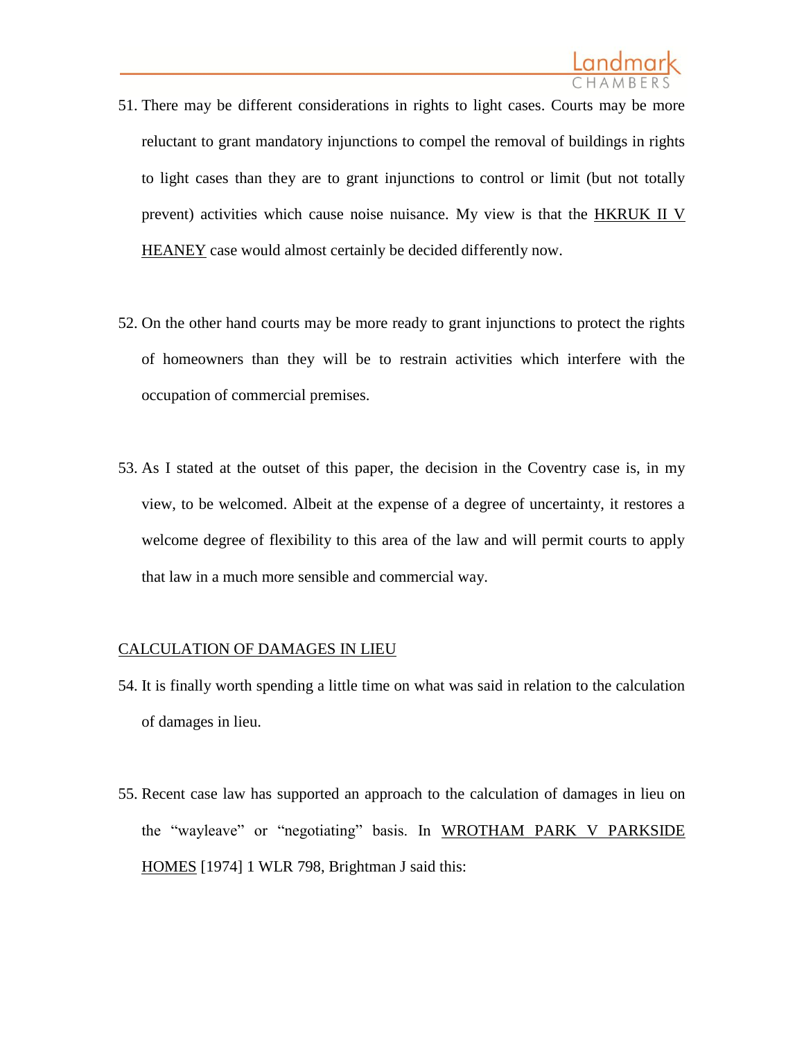51. There may be different considerations in rights to light cases. Courts may be more reluctant to grant mandatory injunctions to compel the removal of buildings in rights to light cases than they are to grant injunctions to control or limit (but not totally prevent) activities which cause noise nuisance. My view is that the HKRUK II V HEANEY case would almost certainly be decided differently now.

52. On the other hand courts may be more ready to grant injunctions to protect the rights of homeowners than they will be to restrain activities which interfere with the occupation of commercial premises.

53. As I stated at the outset of this paper, the decision in the Coventry case is, in my view, to be welcomed. Albeit at the expense of a degree of uncertainty, it restores a welcome degree of flexibility to this area of the law and will permit courts to apply that law in a much more sensible and commercial way.

## CALCULATION OF DAMAGES IN LIEU

54. It is finally worth spending a little time on what was said in relation to the calculation of damages in lieu.

55. Recent case law has supported an approach to the calculation of damages in lieu on the "wayleave" or "negotiating" basis. In WROTHAM PARK V PARKSIDE HOMES [1974] 1 WLR 798, Brightman J said this: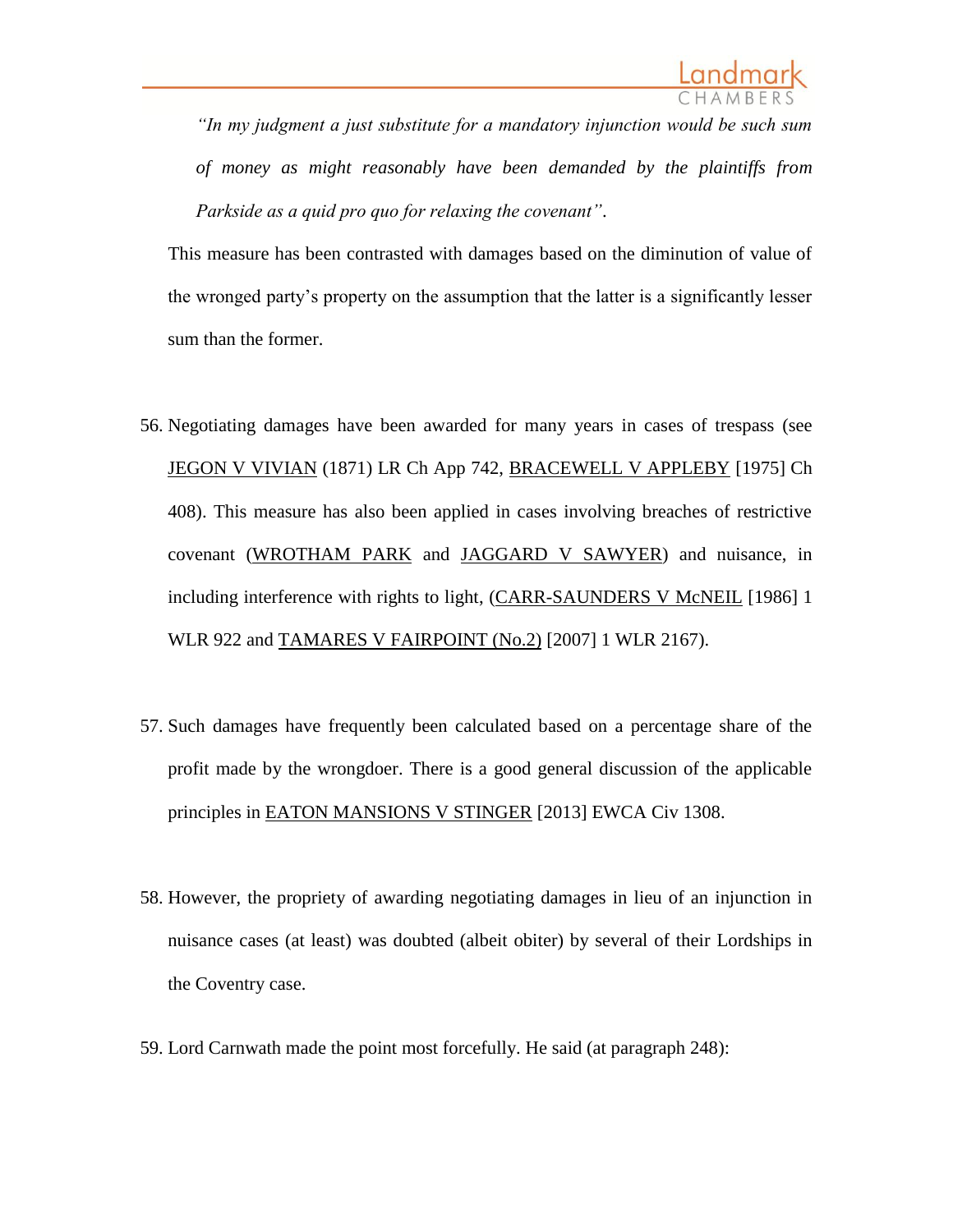*"In my judgment a just substitute for a mandatory injunction would be such sum of money as might reasonably have been demanded by the plaintiffs from Parkside as a quid pro quo for relaxing the covenant".*

This measure has been contrasted with damages based on the diminution of value of the wronged party's property on the assumption that the latter is a significantly lesser sum than the former.

56. Negotiating damages have been awarded for many years in cases of trespass (see JEGON V VIVIAN (1871) LR Ch App 742, BRACEWELL V APPLEBY [1975] Ch 408). This measure has also been applied in cases involving breaches of restrictive covenant (WROTHAM PARK and JAGGARD V SAWYER) and nuisance, in including interference with rights to light, (CARR-SAUNDERS V McNEIL [1986] 1 WLR 922 and TAMARES V FAIRPOINT (No.2) [2007] 1 WLR 2167).

57. Such damages have frequently been calculated based on a percentage share of the profit made by the wrongdoer. There is a good general discussion of the applicable principles in EATON MANSIONS V STINGER [2013] EWCA Civ 1308.

58. However, the propriety of awarding negotiating damages in lieu of an injunction in nuisance cases (at least) was doubted (albeit obiter) by several of their Lordships in the Coventry case.

59. Lord Carnwath made the point most forcefully. He said (at paragraph 248):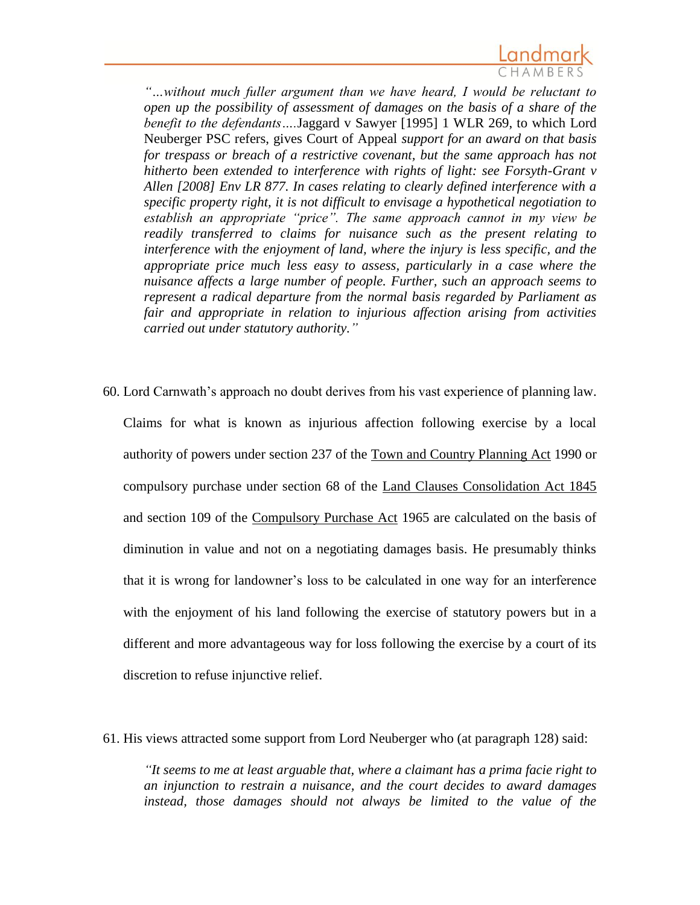*"…without much fuller argument than we have heard, I would be reluctant to open up the possibility of assessment of damages on the basis of a share of the benefit to the defendants….*Jaggard v Sawyer [1995] 1 WLR 269, to which Lord Neuberger PSC refers, gives Court of Appeal *support for an award on that basis for trespass or breach of a restrictive covenant, but the same approach has not hitherto been extended to interference with rights of light: see Forsyth-Grant v Allen [2008] Env LR 877. In cases relating to clearly defined interference with a specific property right, it is not difficult to envisage a hypothetical negotiation to establish an appropriate "price". The same approach cannot in my view be readily transferred to claims for nuisance such as the present relating to interference with the enjoyment of land, where the injury is less specific, and the appropriate price much less easy to assess, particularly in a case where the nuisance affects a large number of people. Further, such an approach seems to represent a radical departure from the normal basis regarded by Parliament as fair and appropriate in relation to injurious affection arising from activities carried out under statutory authority."*

60. Lord Carnwath's approach no doubt derives from his vast experience of planning law. Claims for what is known as injurious affection following exercise by a local authority of powers under section 237 of the Town and Country Planning Act 1990 or compulsory purchase under section 68 of the Land Clauses Consolidation Act 1845 and section 109 of the Compulsory Purchase Act 1965 are calculated on the basis of diminution in value and not on a negotiating damages basis. He presumably thinks that it is wrong for landowner's loss to be calculated in one way for an interference with the enjoyment of his land following the exercise of statutory powers but in a different and more advantageous way for loss following the exercise by a court of its discretion to refuse injunctive relief.

61. His views attracted some support from Lord Neuberger who (at paragraph 128) said:

*"It seems to me at least arguable that, where a claimant has a prima facie right to an injunction to restrain a nuisance, and the court decides to award damages instead, those damages should not always be limited to the value of the*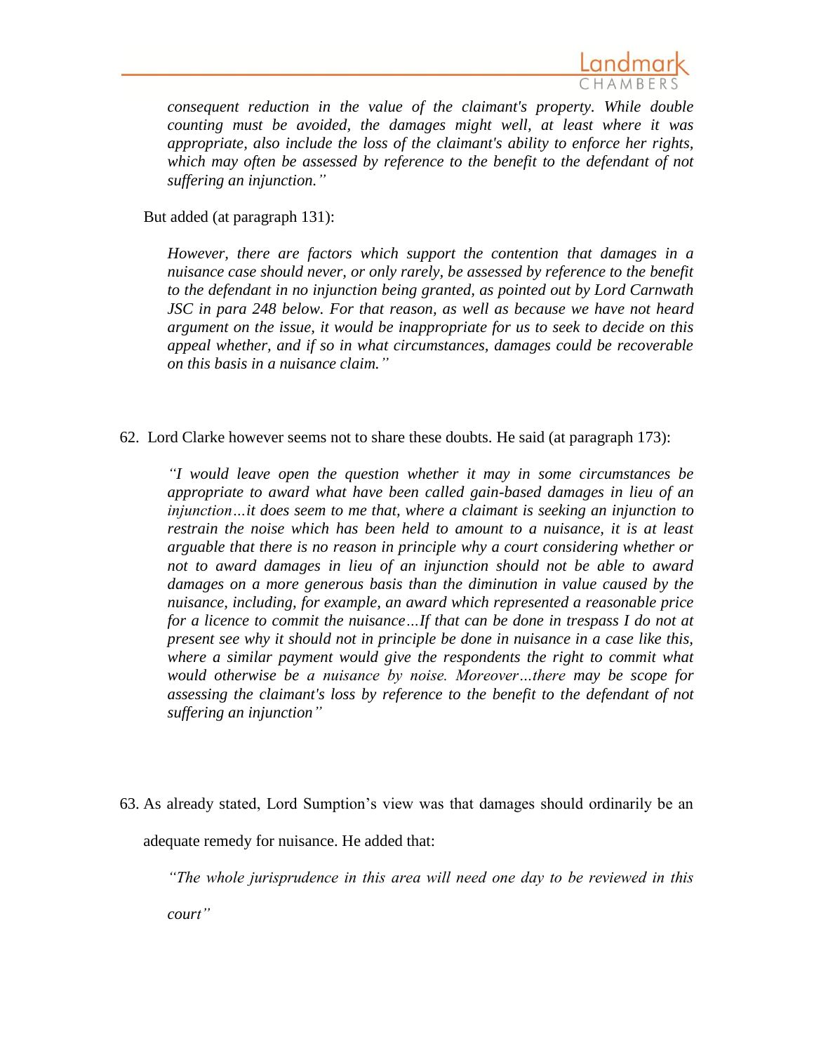*consequent reduction in the value of the claimant's property. While double counting must be avoided, the damages might well, at least where it was appropriate, also include the loss of the claimant's ability to enforce her rights, which may often be assessed by reference to the benefit to the defendant of not suffering an injunction."*

But added (at paragraph 131):

> *However, there are factors which support the contention that damages in a nuisance case should never, or only rarely, be assessed by reference to the benefit to the defendant in no injunction being granted, as pointed out by Lord Carnwath JSC in para 248 below. For that reason, as well as because we have not heard argument on the issue, it would be inappropriate for us to seek to decide on this appeal whether, and if so in what circumstances, damages could be recoverable on this basis in a nuisance claim."*

62. Lord Clarke however seems not to share these doubts. He said (at paragraph 173):

> *"I would leave open the question whether it may in some circumstances be appropriate to award what have been called gain-based damages in lieu of an injunction…it does seem to me that, where a claimant is seeking an injunction to restrain the noise which has been held to amount to a nuisance, it is at least arguable that there is no reason in principle why a court considering whether or not to award damages in lieu of an injunction should not be able to award damages on a more generous basis than the diminution in value caused by the nuisance, including, for example, an award which represented a reasonable price for a licence to commit the nuisance…If that can be done in trespass I do not at present see why it should not in principle be done in nuisance in a case like this, where a similar payment would give the respondents the right to commit what would otherwise be a nuisance by noise. Moreover…there may be scope for assessing the claimant's loss by reference to the benefit to the defendant of not suffering an injunction"*

63. As already stated, Lord Sumption's view was that damages should ordinarily be an adequate remedy for nuisance. He added that:

> *"The whole jurisprudence in this area will need one day to be reviewed in this court"*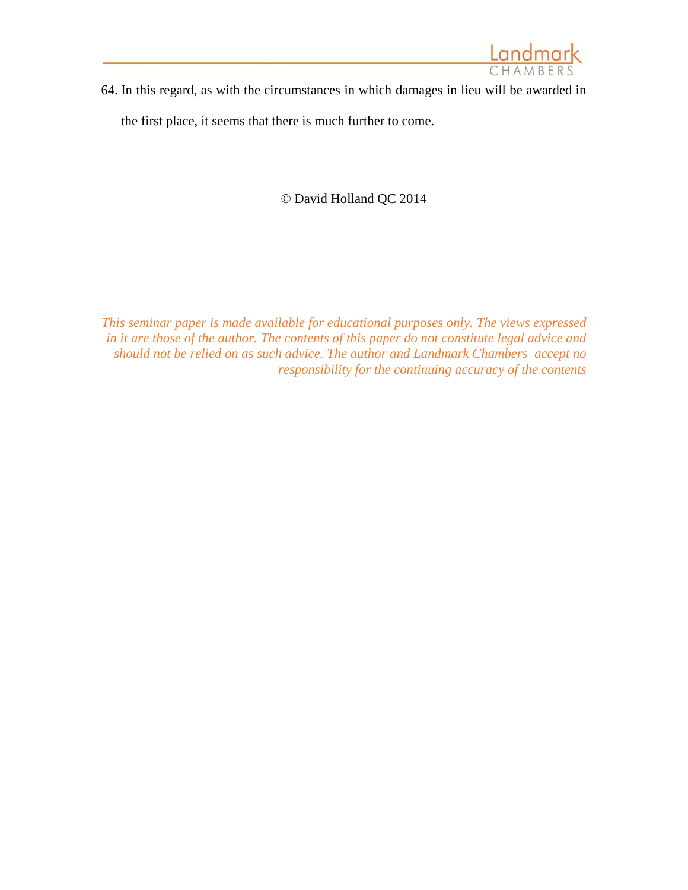64. In this regard, as with the circumstances in which damages in lieu will be awarded in the first place, it seems that there is much further to come.

© David Holland QC 2014

*This seminar paper is made available for educational purposes only. The views expressed in it are those of the author. The contents of this paper do not constitute legal advice and should not be relied on as such advice. The author and Landmark Chambers accept no responsibility for the continuing accuracy of the contents*